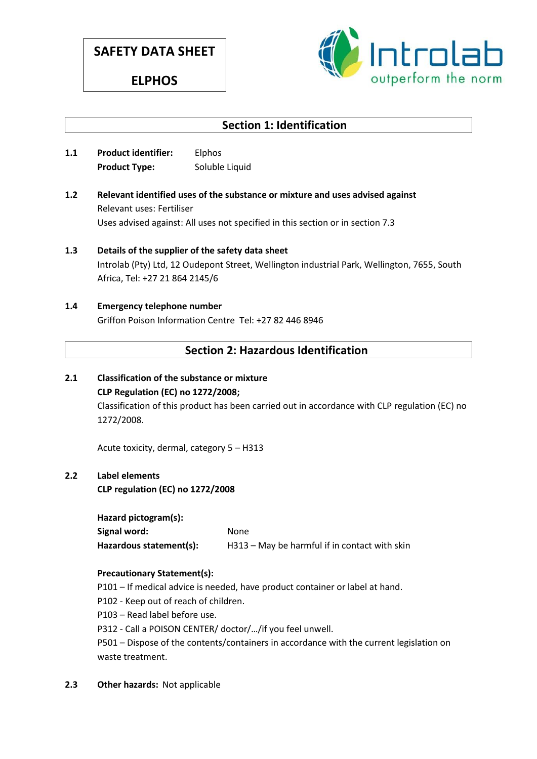# SAFETY DATA SHEET

# ELPHOS

Introlab
outperform the norm

## Section 1: Identification

**1.1** **Product identifier:** Elphos
**Product Type:** Soluble Liquid

**1.2** **Relevant identified uses of the substance or mixture and uses advised against**
Relevant uses: Fertiliser
Uses advised against: All uses not specified in this section or in section 7.3

**1.3** **Details of the supplier of the safety data sheet**
Introlab (Pty) Ltd, 12 Oudepont Street, Wellington industrial Park, Wellington, 7655, South Africa, Tel: +27 21 864 2145/6

**1.4** **Emergency telephone number**
Griffon Poison Information Centre Tel: +27 82 446 8946

## Section 2: Hazardous Identification

**2.1** **Classification of the substance or mixture**
**CLP Regulation (EC) no 1272/2008;**
Classification of this product has been carried out in accordance with CLP regulation (EC) no 1272/2008.

Acute toxicity, dermal, category 5 – H313

**2.2** **Label elements**
**CLP regulation (EC) no 1272/2008**

**Hazard pictogram(s):**
**Signal word:** None
**Hazardous statement(s):** H313 – May be harmful if in contact with skin

**Precautionary Statement(s):**
P101 – If medical advice is needed, have product container or label at hand.
P102 - Keep out of reach of children.
P103 – Read label before use.
P312 - Call a POISON CENTER/ doctor/…/if you feel unwell.
P501 – Dispose of the contents/containers in accordance with the current legislation on waste treatment.

**2.3** **Other hazards:** Not applicable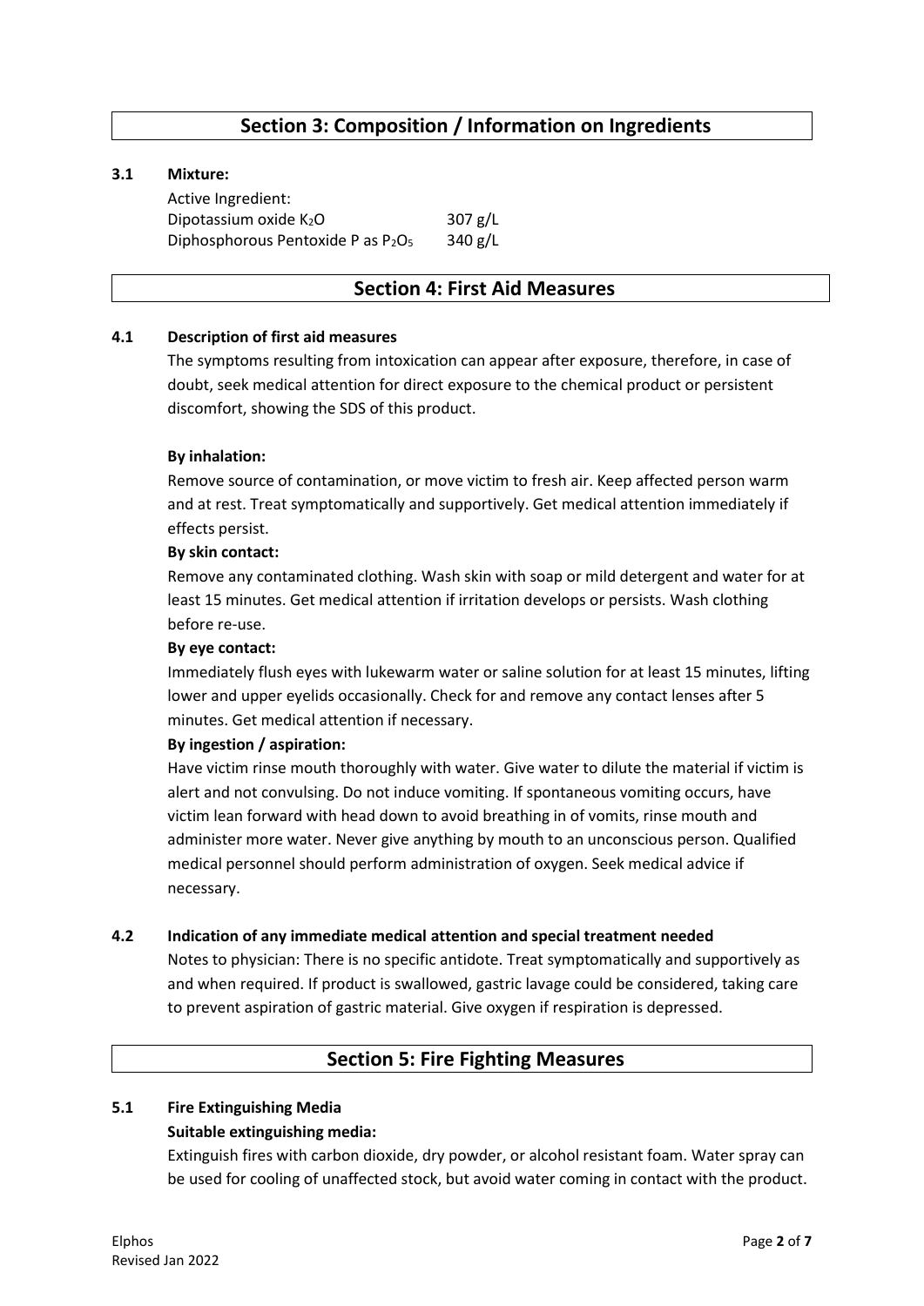## Section 3: Composition / Information on Ingredients

**3.1 Mixture:**

Active Ingredient:

| | |
|---|---|
| Dipotassium oxide $K_2O$ | 307 g/L |
| Diphosphorous Pentoxide P as $P_2O_5$ | 340 g/L |

## Section 4: First Aid Measures

**4.1 Description of first aid measures**

The symptoms resulting from intoxication can appear after exposure, therefore, in case of doubt, seek medical attention for direct exposure to the chemical product or persistent discomfort, showing the SDS of this product.

**By inhalation:**

Remove source of contamination, or move victim to fresh air. Keep affected person warm and at rest. Treat symptomatically and supportively. Get medical attention immediately if effects persist.

**By skin contact:**

Remove any contaminated clothing. Wash skin with soap or mild detergent and water for at least 15 minutes. Get medical attention if irritation develops or persists. Wash clothing before re-use.

**By eye contact:**

Immediately flush eyes with lukewarm water or saline solution for at least 15 minutes, lifting lower and upper eyelids occasionally. Check for and remove any contact lenses after 5 minutes. Get medical attention if necessary.

**By ingestion / aspiration:**

Have victim rinse mouth thoroughly with water. Give water to dilute the material if victim is alert and not convulsing. Do not induce vomiting. If spontaneous vomiting occurs, have victim lean forward with head down to avoid breathing in of vomits, rinse mouth and administer more water. Never give anything by mouth to an unconscious person. Qualified medical personnel should perform administration of oxygen. Seek medical advice if necessary.

**4.2 Indication of any immediate medical attention and special treatment needed**

Notes to physician: There is no specific antidote. Treat symptomatically and supportively as and when required. If product is swallowed, gastric lavage could be considered, taking care to prevent aspiration of gastric material. Give oxygen if respiration is depressed.

## Section 5: Fire Fighting Measures

**5.1 Fire Extinguishing Media**

**Suitable extinguishing media:**

Extinguish fires with carbon dioxide, dry powder, or alcohol resistant foam. Water spray can be used for cooling of unaffected stock, but avoid water coming in contact with the product.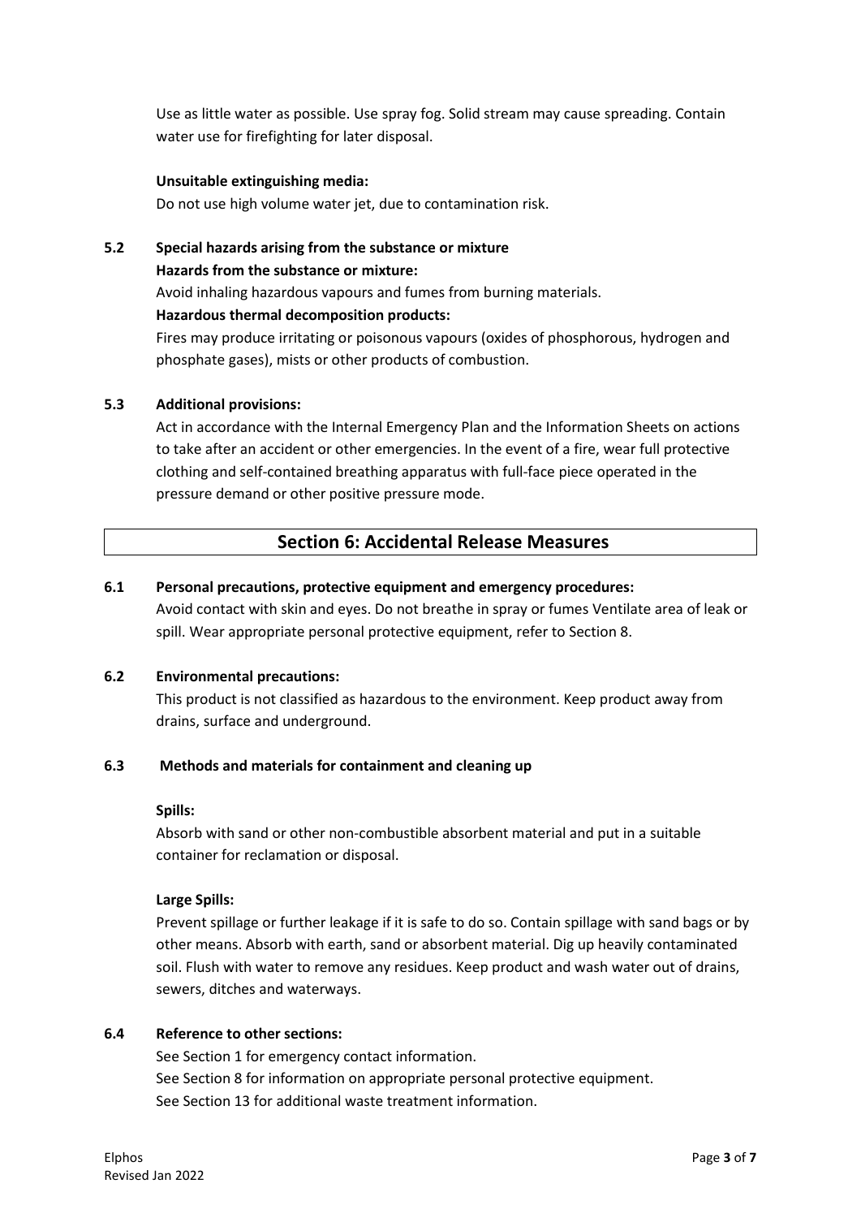Use as little water as possible. Use spray fog. Solid stream may cause spreading. Contain water use for firefighting for later disposal.

**Unsuitable extinguishing media:**

Do not use high volume water jet, due to contamination risk.

### 5.2 Special hazards arising from the substance or mixture

**Hazards from the substance or mixture:**

Avoid inhaling hazardous vapours and fumes from burning materials.

**Hazardous thermal decomposition products:**

Fires may produce irritating or poisonous vapours (oxides of phosphorous, hydrogen and phosphate gases), mists or other products of combustion.

### 5.3 Additional provisions:

Act in accordance with the Internal Emergency Plan and the Information Sheets on actions to take after an accident or other emergencies. In the event of a fire, wear full protective clothing and self-contained breathing apparatus with full-face piece operated in the pressure demand or other positive pressure mode.

## Section 6: Accidental Release Measures

### 6.1 Personal precautions, protective equipment and emergency procedures:

Avoid contact with skin and eyes. Do not breathe in spray or fumes Ventilate area of leak or spill. Wear appropriate personal protective equipment, refer to Section 8.

### 6.2 Environmental precautions:

This product is not classified as hazardous to the environment. Keep product away from drains, surface and underground.

### 6.3 Methods and materials for containment and cleaning up

**Spills:**

Absorb with sand or other non-combustible absorbent material and put in a suitable container for reclamation or disposal.

**Large Spills:**

Prevent spillage or further leakage if it is safe to do so. Contain spillage with sand bags or by other means. Absorb with earth, sand or absorbent material. Dig up heavily contaminated soil. Flush with water to remove any residues. Keep product and wash water out of drains, sewers, ditches and waterways.

### 6.4 Reference to other sections:

See Section 1 for emergency contact information.
See Section 8 for information on appropriate personal protective equipment.
See Section 13 for additional waste treatment information.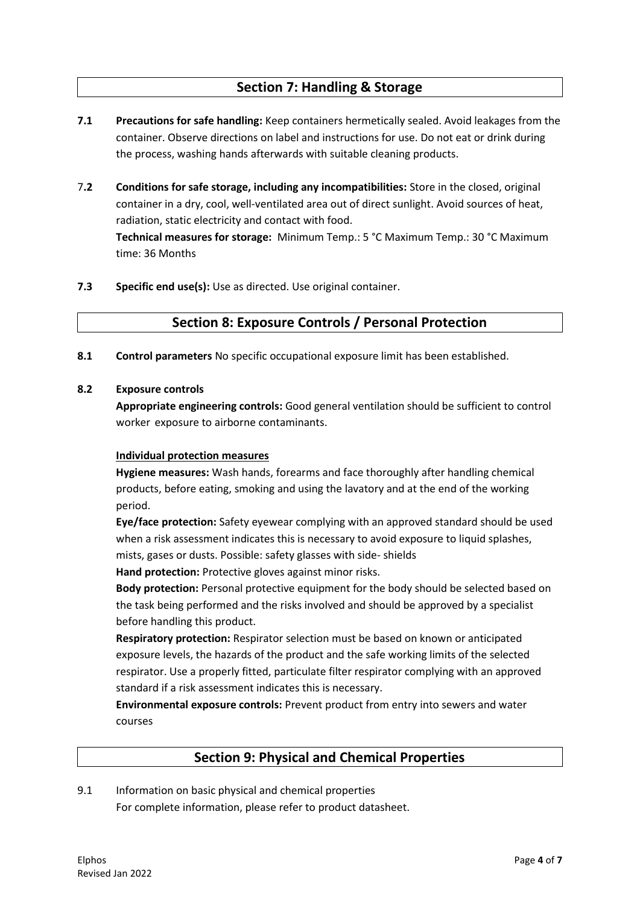## Section 7: Handling & Storage

**7.1 Precautions for safe handling:** Keep containers hermetically sealed. Avoid leakages from the container. Observe directions on label and instructions for use. Do not eat or drink during the process, washing hands afterwards with suitable cleaning products.

**7.2 Conditions for safe storage, including any incompatibilities:** Store in the closed, original container in a dry, cool, well-ventilated area out of direct sunlight. Avoid sources of heat, radiation, static electricity and contact with food.

**Technical measures for storage:** Minimum Temp.: 5 °C Maximum Temp.: 30 °C Maximum time: 36 Months

**7.3 Specific end use(s):** Use as directed. Use original container.

## Section 8: Exposure Controls / Personal Protection

**8.1 Control parameters** No specific occupational exposure limit has been established.

**8.2 Exposure controls**

**Appropriate engineering controls:** Good general ventilation should be sufficient to control worker exposure to airborne contaminants.

**Individual protection measures**

**Hygiene measures:** Wash hands, forearms and face thoroughly after handling chemical products, before eating, smoking and using the lavatory and at the end of the working period.

**Eye/face protection:** Safety eyewear complying with an approved standard should be used when a risk assessment indicates this is necessary to avoid exposure to liquid splashes, mists, gases or dusts. Possible: safety glasses with side- shields

**Hand protection:** Protective gloves against minor risks.

**Body protection:** Personal protective equipment for the body should be selected based on the task being performed and the risks involved and should be approved by a specialist before handling this product.

**Respiratory protection:** Respirator selection must be based on known or anticipated exposure levels, the hazards of the product and the safe working limits of the selected respirator. Use a properly fitted, particulate filter respirator complying with an approved standard if a risk assessment indicates this is necessary.

**Environmental exposure controls:** Prevent product from entry into sewers and water courses

## Section 9: Physical and Chemical Properties

9.1 Information on basic physical and chemical properties

For complete information, please refer to product datasheet.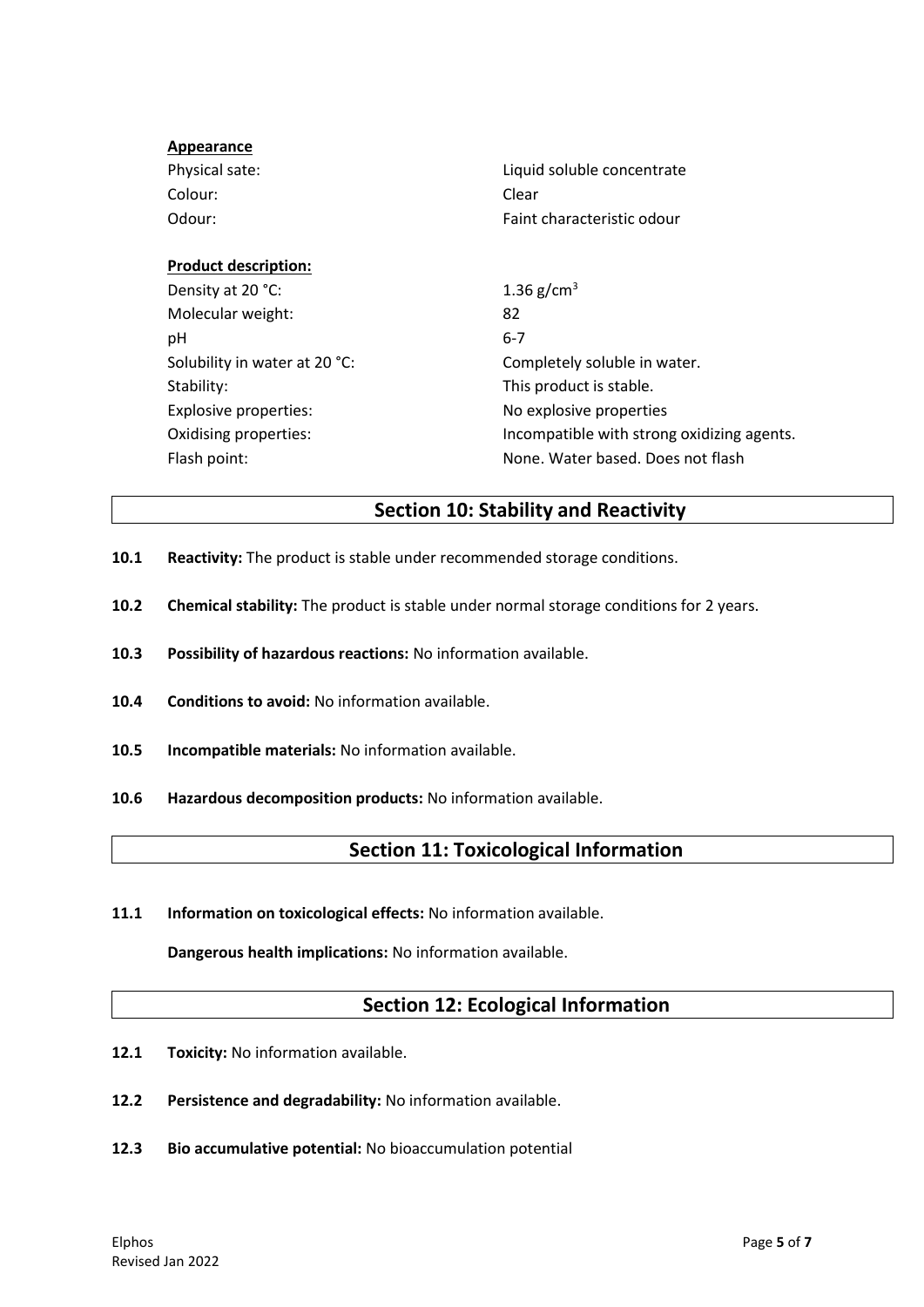**Appearance**

| | |
|---|---|
| Physical sate: | Liquid soluble concentrate |
| Colour: | Clear |
| Odour: | Faint characteristic odour |

**Product description:**

| | |
|---|---|
| Density at 20 °C: | 1.36 g/cm$^3$ |
| Molecular weight: | 82 |
| pH | 6-7 |
| Solubility in water at 20 °C: | Completely soluble in water. |
| Stability: | This product is stable. |
| Explosive properties: | No explosive properties |
| Oxidising properties: | Incompatible with strong oxidizing agents. |
| Flash point: | None. Water based. Does not flash |

## Section 10: Stability and Reactivity

**10.1** **Reactivity:** The product is stable under recommended storage conditions.

**10.2** **Chemical stability:** The product is stable under normal storage conditions for 2 years.

**10.3** **Possibility of hazardous reactions:** No information available.

**10.4** **Conditions to avoid:** No information available.

**10.5** **Incompatible materials:** No information available.

**10.6** **Hazardous decomposition products:** No information available.

## Section 11: Toxicological Information

**11.1** **Information on toxicological effects:** No information available.

**Dangerous health implications:** No information available.

## Section 12: Ecological Information

**12.1** **Toxicity:** No information available.

**12.2** **Persistence and degradability:** No information available.

**12.3** **Bio accumulative potential:** No bioaccumulation potential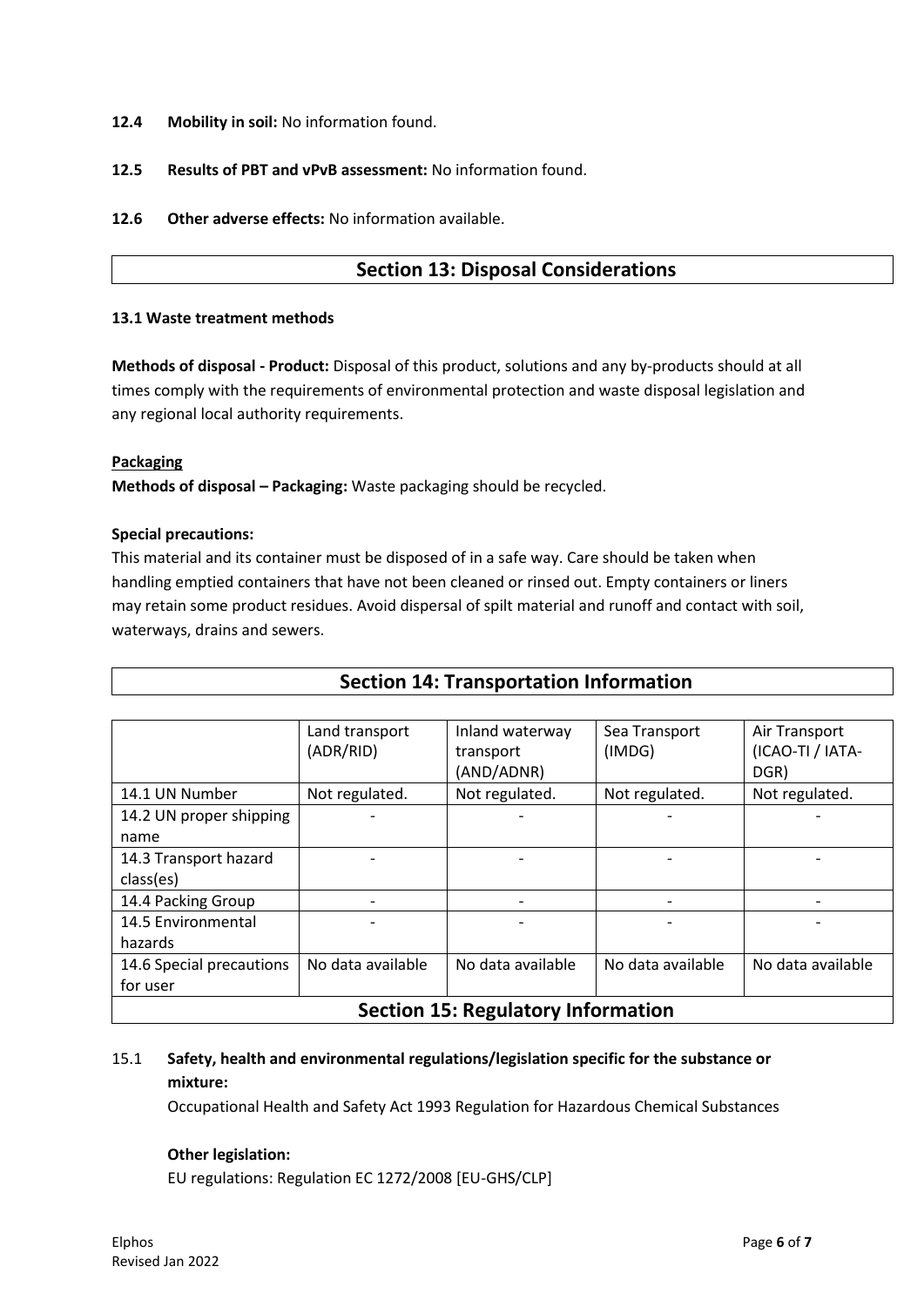**12.4 Mobility in soil:** No information found.

**12.5 Results of PBT and vPvB assessment:** No information found.

**12.6 Other adverse effects:** No information available.

## Section 13: Disposal Considerations

**13.1 Waste treatment methods**

**Methods of disposal - Product:** Disposal of this product, solutions and any by-products should at all times comply with the requirements of environmental protection and waste disposal legislation and any regional local authority requirements.

**Packaging**

**Methods of disposal – Packaging:** Waste packaging should be recycled.

**Special precautions:**

This material and its container must be disposed of in a safe way. Care should be taken when handling emptied containers that have not been cleaned or rinsed out. Empty containers or liners may retain some product residues. Avoid dispersal of spilt material and runoff and contact with soil, waterways, drains and sewers.

## Section 14: Transportation Information

| | Land transport (ADR/RID) | Inland waterway transport (AND/ADNR) | Sea Transport (IMDG) | Air Transport (ICAO-TI / IATA-DGR) |
|---|---|---|---|---|
| 14.1 UN Number | Not regulated. | Not regulated. | Not regulated. | Not regulated. |
| 14.2 UN proper shipping name | - | - | - | - |
| 14.3 Transport hazard class(es) | - | - | - | - |
| 14.4 Packing Group | - | - | - | - |
| 14.5 Environmental hazards | - | - | - | - |
| 14.6 Special precautions for user | No data available | No data available | No data available | No data available |

## Section 15: Regulatory Information

15.1 **Safety, health and environmental regulations/legislation specific for the substance or mixture:**

Occupational Health and Safety Act 1993 Regulation for Hazardous Chemical Substances

**Other legislation:**

EU regulations: Regulation EC 1272/2008 [EU-GHS/CLP]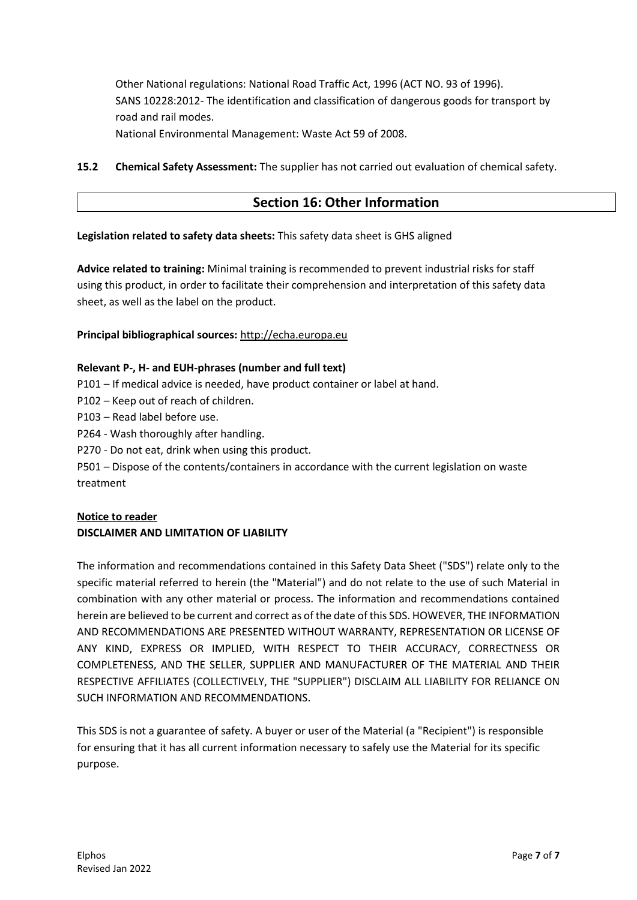Other National regulations: National Road Traffic Act, 1996 (ACT NO. 93 of 1996).
SANS 10228:2012- The identification and classification of dangerous goods for transport by road and rail modes.
National Environmental Management: Waste Act 59 of 2008.

**15.2 Chemical Safety Assessment:** The supplier has not carried out evaluation of chemical safety.

## Section 16: Other Information

**Legislation related to safety data sheets:** This safety data sheet is GHS aligned

**Advice related to training:** Minimal training is recommended to prevent industrial risks for staff using this product, in order to facilitate their comprehension and interpretation of this safety data sheet, as well as the label on the product.

**Principal bibliographical sources:** http://echa.europa.eu

**Relevant P-, H- and EUH-phrases (number and full text)**

P101 – If medical advice is needed, have product container or label at hand.
P102 – Keep out of reach of children.
P103 – Read label before use.
P264 - Wash thoroughly after handling.
P270 - Do not eat, drink when using this product.
P501 – Dispose of the contents/containers in accordance with the current legislation on waste treatment

**Notice to reader**

**DISCLAIMER AND LIMITATION OF LIABILITY**

The information and recommendations contained in this Safety Data Sheet ("SDS") relate only to the specific material referred to herein (the "Material") and do not relate to the use of such Material in combination with any other material or process. The information and recommendations contained herein are believed to be current and correct as of the date of this SDS. HOWEVER, THE INFORMATION AND RECOMMENDATIONS ARE PRESENTED WITHOUT WARRANTY, REPRESENTATION OR LICENSE OF ANY KIND, EXPRESS OR IMPLIED, WITH RESPECT TO THEIR ACCURACY, CORRECTNESS OR COMPLETENESS, AND THE SELLER, SUPPLIER AND MANUFACTURER OF THE MATERIAL AND THEIR RESPECTIVE AFFILIATES (COLLECTIVELY, THE "SUPPLIER") DISCLAIM ALL LIABILITY FOR RELIANCE ON SUCH INFORMATION AND RECOMMENDATIONS.

This SDS is not a guarantee of safety. A buyer or user of the Material (a "Recipient") is responsible for ensuring that it has all current information necessary to safely use the Material for its specific purpose.